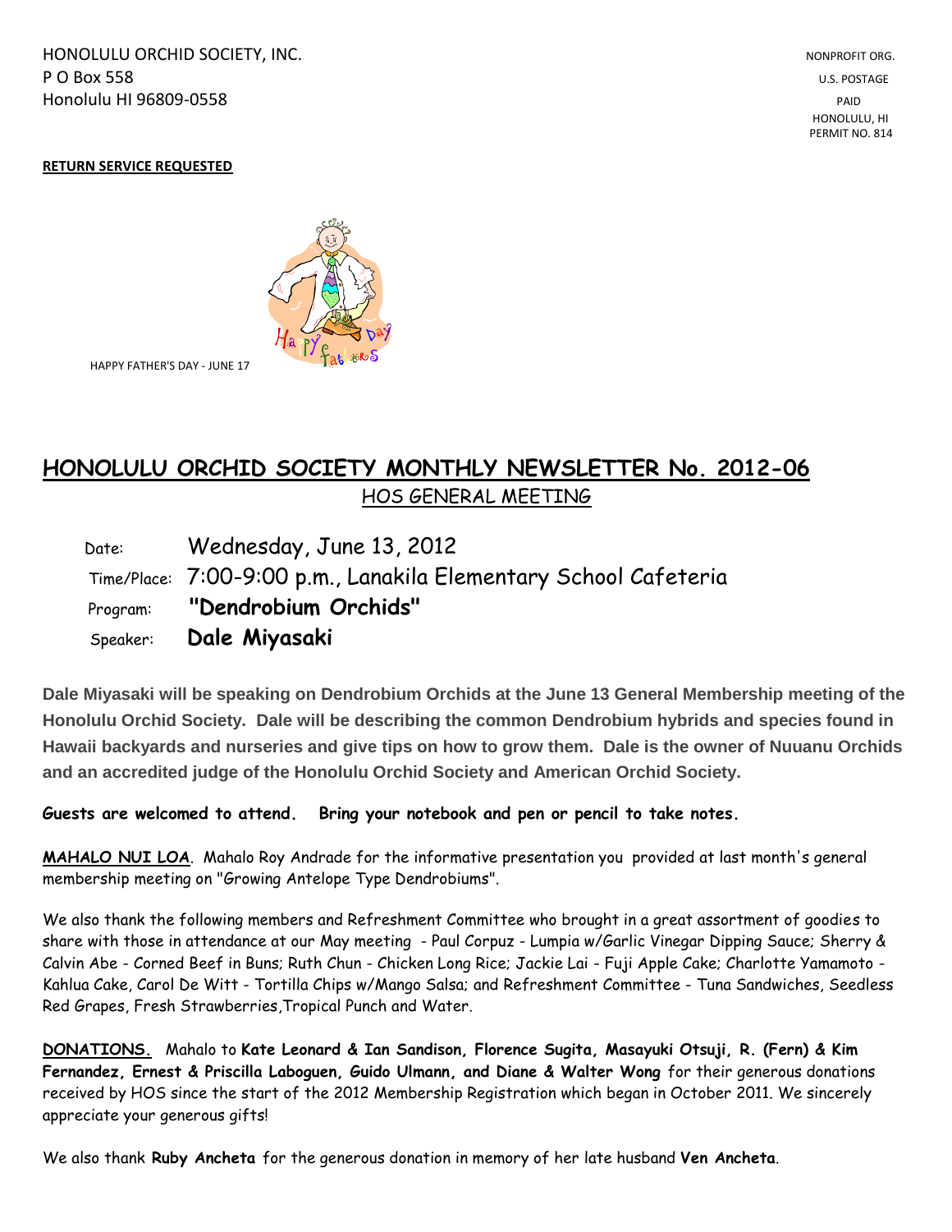HONOLULU ORCHID SOCIETY, INC.
P O Box 558
Honolulu HI 96809-0558

NONPROFIT ORG.
U.S. POSTAGE
PAID
HONOLULU, HI
PERMIT NO. 814

**RETURN SERVICE REQUESTED**

HAPPY FATHER'S DAY - JUNE 17

# HONOLULU ORCHID SOCIETY MONTHLY NEWSLETTER No. 2012-06

## HOS GENERAL MEETING

Date: Wednesday, June 13, 2012

Time/Place: 7:00-9:00 p.m., Lanakila Elementary School Cafeteria

Program: **"Dendrobium Orchids"**

Speaker: **Dale Miyasaki**

**Dale Miyasaki will be speaking on Dendrobium Orchids at the June 13 General Membership meeting of the Honolulu Orchid Society. Dale will be describing the common Dendrobium hybrids and species found in Hawaii backyards and nurseries and give tips on how to grow them. Dale is the owner of Nuuanu Orchids and an accredited judge of the Honolulu Orchid Society and American Orchid Society.**

**Guests are welcomed to attend. Bring your notebook and pen or pencil to take notes.**

**MAHALO NUI LOA**. Mahalo Roy Andrade for the informative presentation you provided at last month's general membership meeting on "Growing Antelope Type Dendrobiums".

We also thank the following members and Refreshment Committee who brought in a great assortment of goodies to share with those in attendance at our May meeting - Paul Corpuz - Lumpia w/Garlic Vinegar Dipping Sauce; Sherry & Calvin Abe - Corned Beef in Buns; Ruth Chun - Chicken Long Rice; Jackie Lai - Fuji Apple Cake; Charlotte Yamamoto - Kahlua Cake, Carol De Witt - Tortilla Chips w/Mango Salsa; and Refreshment Committee - Tuna Sandwiches, Seedless Red Grapes, Fresh Strawberries,Tropical Punch and Water.

**DONATIONS.** Mahalo to **Kate Leonard & Ian Sandison, Florence Sugita, Masayuki Otsuji, R. (Fern) & Kim Fernandez, Ernest & Priscilla Laboguen, Guido Ulmann, and Diane & Walter Wong** for their generous donations received by HOS since the start of the 2012 Membership Registration which began in October 2011. We sincerely appreciate your generous gifts!

We also thank **Ruby Ancheta** for the generous donation in memory of her late husband **Ven Ancheta**.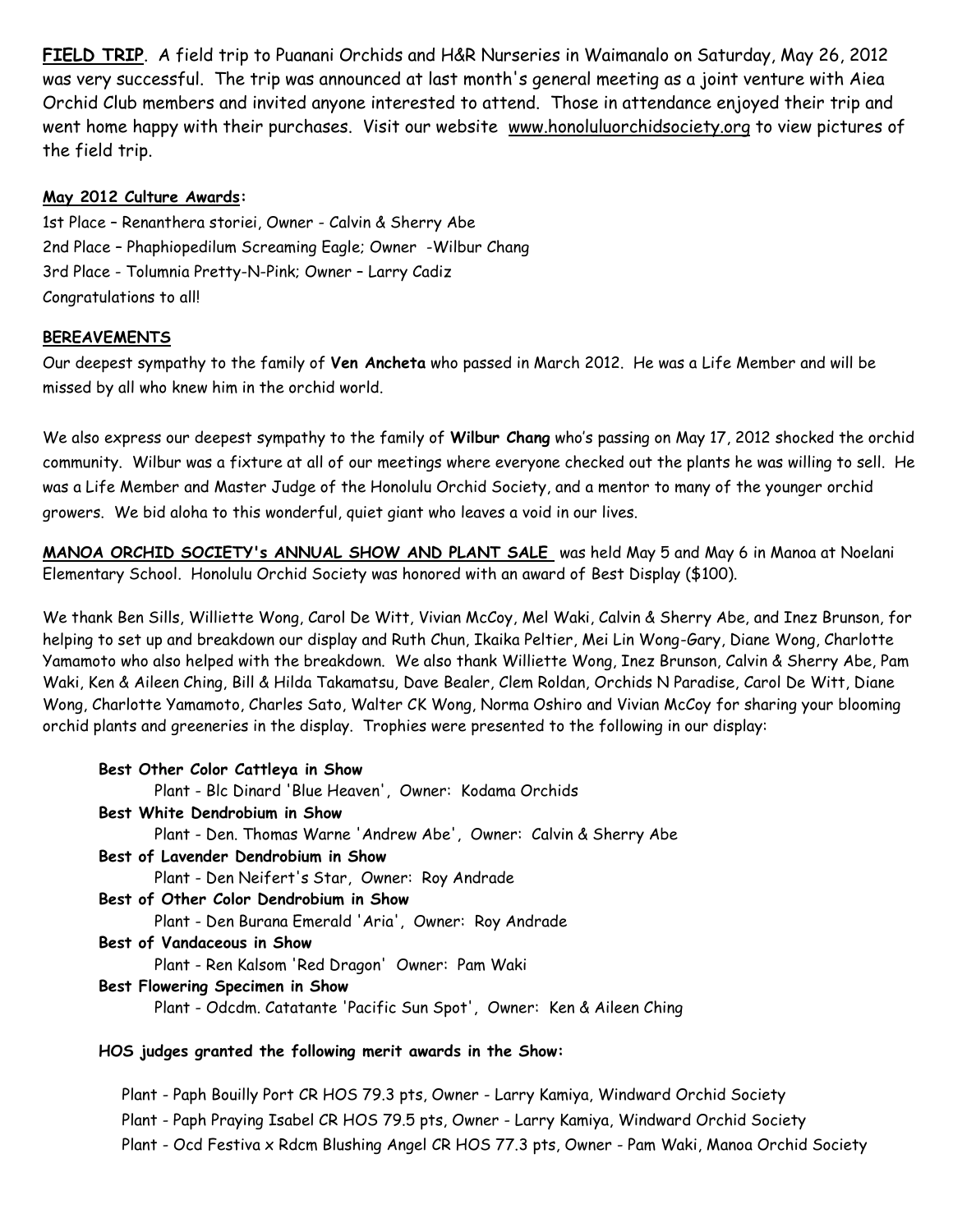**FIELD TRIP**. A field trip to Puanani Orchids and H&R Nurseries in Waimanalo on Saturday, May 26, 2012 was very successful. The trip was announced at last month's general meeting as a joint venture with Aiea Orchid Club members and invited anyone interested to attend. Those in attendance enjoyed their trip and went home happy with their purchases. Visit our website www.honoluluorchidsociety.org to view pictures of the field trip.

**May 2012 Culture Awards:**

1st Place – Renanthera storiei, Owner - Calvin & Sherry Abe
2nd Place – Phaphiopedilum Screaming Eagle; Owner -Wilbur Chang
3rd Place - Tolumnia Pretty-N-Pink; Owner – Larry Cadiz
Congratulations to all!

**BEREAVEMENTS**

Our deepest sympathy to the family of **Ven Ancheta** who passed in March 2012. He was a Life Member and will be missed by all who knew him in the orchid world.

We also express our deepest sympathy to the family of **Wilbur Chang** who's passing on May 17, 2012 shocked the orchid community. Wilbur was a fixture at all of our meetings where everyone checked out the plants he was willing to sell. He was a Life Member and Master Judge of the Honolulu Orchid Society, and a mentor to many of the younger orchid growers. We bid aloha to this wonderful, quiet giant who leaves a void in our lives.

**MANOA ORCHID SOCIETY's ANNUAL SHOW AND PLANT SALE** was held May 5 and May 6 in Manoa at Noelani Elementary School. Honolulu Orchid Society was honored with an award of Best Display ($100).

We thank Ben Sills, Williette Wong, Carol De Witt, Vivian McCoy, Mel Waki, Calvin & Sherry Abe, and Inez Brunson, for helping to set up and breakdown our display and Ruth Chun, Ikaika Peltier, Mei Lin Wong-Gary, Diane Wong, Charlotte Yamamoto who also helped with the breakdown. We also thank Williette Wong, Inez Brunson, Calvin & Sherry Abe, Pam Waki, Ken & Aileen Ching, Bill & Hilda Takamatsu, Dave Bealer, Clem Roldan, Orchids N Paradise, Carol De Witt, Diane Wong, Charlotte Yamamoto, Charles Sato, Walter CK Wong, Norma Oshiro and Vivian McCoy for sharing your blooming orchid plants and greeneries in the display. Trophies were presented to the following in our display:

**Best Other Color Cattleya in Show**
Plant - Blc Dinard 'Blue Heaven', Owner: Kodama Orchids

**Best White Dendrobium in Show**
Plant - Den. Thomas Warne 'Andrew Abe', Owner: Calvin & Sherry Abe

**Best of Lavender Dendrobium in Show**
Plant - Den Neifert's Star, Owner: Roy Andrade

**Best of Other Color Dendrobium in Show**
Plant - Den Burana Emerald 'Aria', Owner: Roy Andrade

**Best of Vandaceous in Show**
Plant - Ren Kalsom 'Red Dragon' Owner: Pam Waki

**Best Flowering Specimen in Show**
Plant - Odcdm. Catatante 'Pacific Sun Spot', Owner: Ken & Aileen Ching

**HOS judges granted the following merit awards in the Show:**

Plant - Paph Bouilly Port CR HOS 79.3 pts, Owner - Larry Kamiya, Windward Orchid Society
Plant - Paph Praying Isabel CR HOS 79.5 pts, Owner - Larry Kamiya, Windward Orchid Society
Plant - Ocd Festiva x Rdcm Blushing Angel CR HOS 77.3 pts, Owner - Pam Waki, Manoa Orchid Society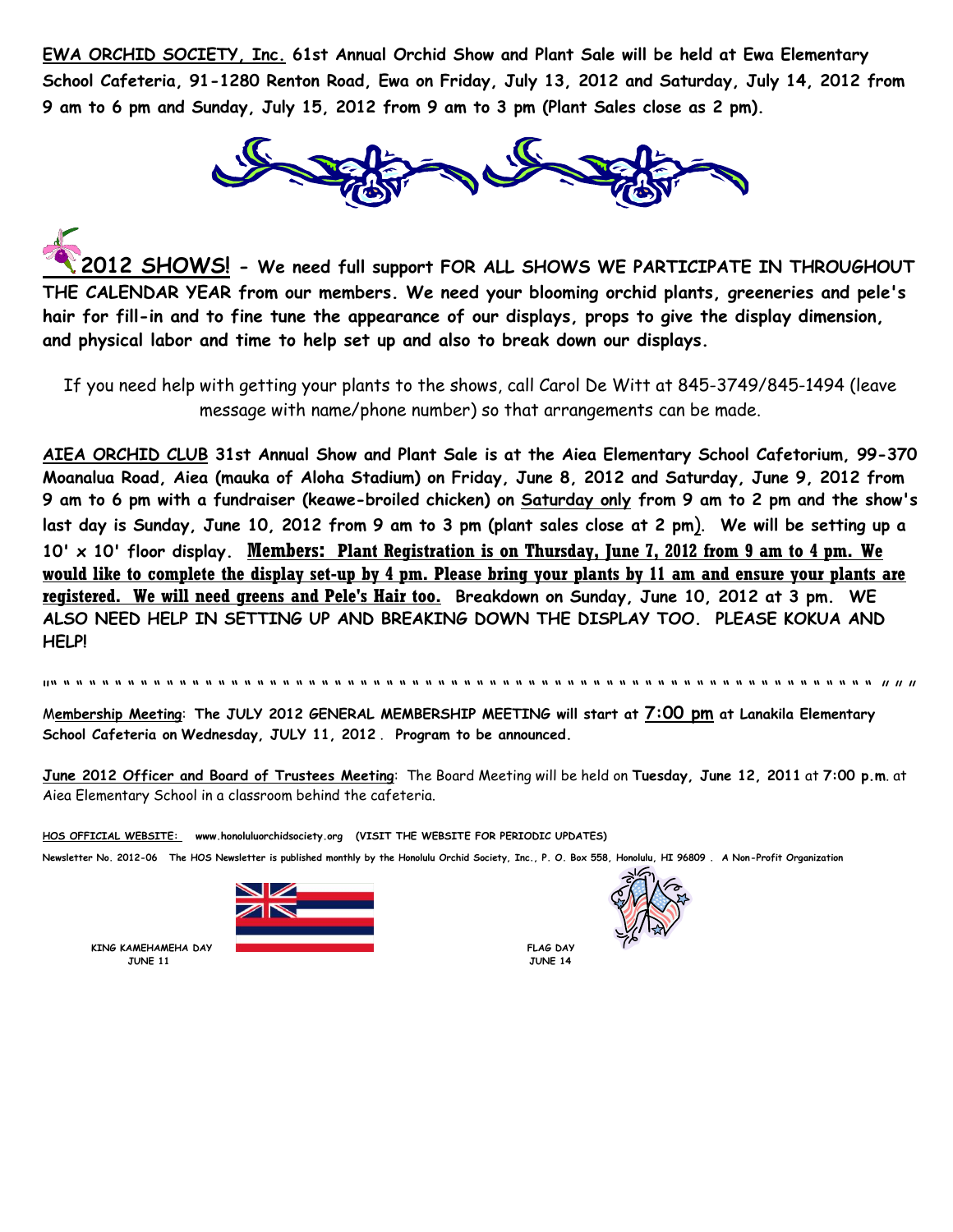**EWA ORCHID SOCIETY, Inc. 61st Annual Orchid Show and Plant Sale will be held at Ewa Elementary School Cafeteria, 91-1280 Renton Road, Ewa on Friday, July 13, 2012 and Saturday, July 14, 2012 from 9 am to 6 pm and Sunday, July 15, 2012 from 9 am to 3 pm (Plant Sales close as 2 pm).**

**2012 SHOWS! - We need full support FOR ALL SHOWS WE PARTICIPATE IN THROUGHOUT THE CALENDAR YEAR from our members. We need your blooming orchid plants, greeneries and pele's hair for fill-in and to fine tune the appearance of our displays, props to give the display dimension, and physical labor and time to help set up and also to break down our displays.**

If you need help with getting your plants to the shows, call Carol De Witt at 845-3749/845-1494 (leave message with name/phone number) so that arrangements can be made.

**AIEA ORCHID CLUB 31st Annual Show and Plant Sale is at the Aiea Elementary School Cafetorium, 99-370 Moanalua Road, Aiea (mauka of Aloha Stadium) on Friday, June 8, 2012 and Saturday, June 9, 2012 from 9 am to 6 pm with a fundraiser (keawe-broiled chicken) on Saturday only from 9 am to 2 pm and the show's last day is Sunday, June 10, 2012 from 9 am to 3 pm (plant sales close at 2 pm). We will be setting up a 10' x 10' floor display. Members: Plant Registration is on Thursday, June 7, 2012 from 9 am to 4 pm. We would like to complete the display set-up by 4 pm. Please bring your plants by 11 am and ensure your plants are registered. We will need greens and Pele's Hair too. Breakdown on Sunday, June 10, 2012 at 3 pm. WE ALSO NEED HELP IN SETTING UP AND BREAKING DOWN THE DISPLAY TOO. PLEASE KOKUA AND HELP!**

---

Membership Meeting: **The JULY 2012 GENERAL MEMBERSHIP MEETING will start at 7:00 pm at Lanakila Elementary School Cafeteria on Wednesday, JULY 11, 2012. Program to be announced.**

June 2012 Officer and Board of Trustees Meeting: The Board Meeting will be held on **Tuesday, June 12, 2011** at **7:00 p.m.** at Aiea Elementary School in a classroom behind the cafeteria.

HOS OFFICIAL WEBSITE: www.honoluluorchidsociety.org (VISIT THE WEBSITE FOR PERIODIC UPDATES)

Newsletter No. 2012-06 The HOS Newsletter is published monthly by the Honolulu Orchid Society, Inc., P. O. Box 558, Honolulu, HI 96809 . A Non-Profit Organization

KING KAMEHAMEHA DAY
JUNE 11

FLAG DAY
JUNE 14